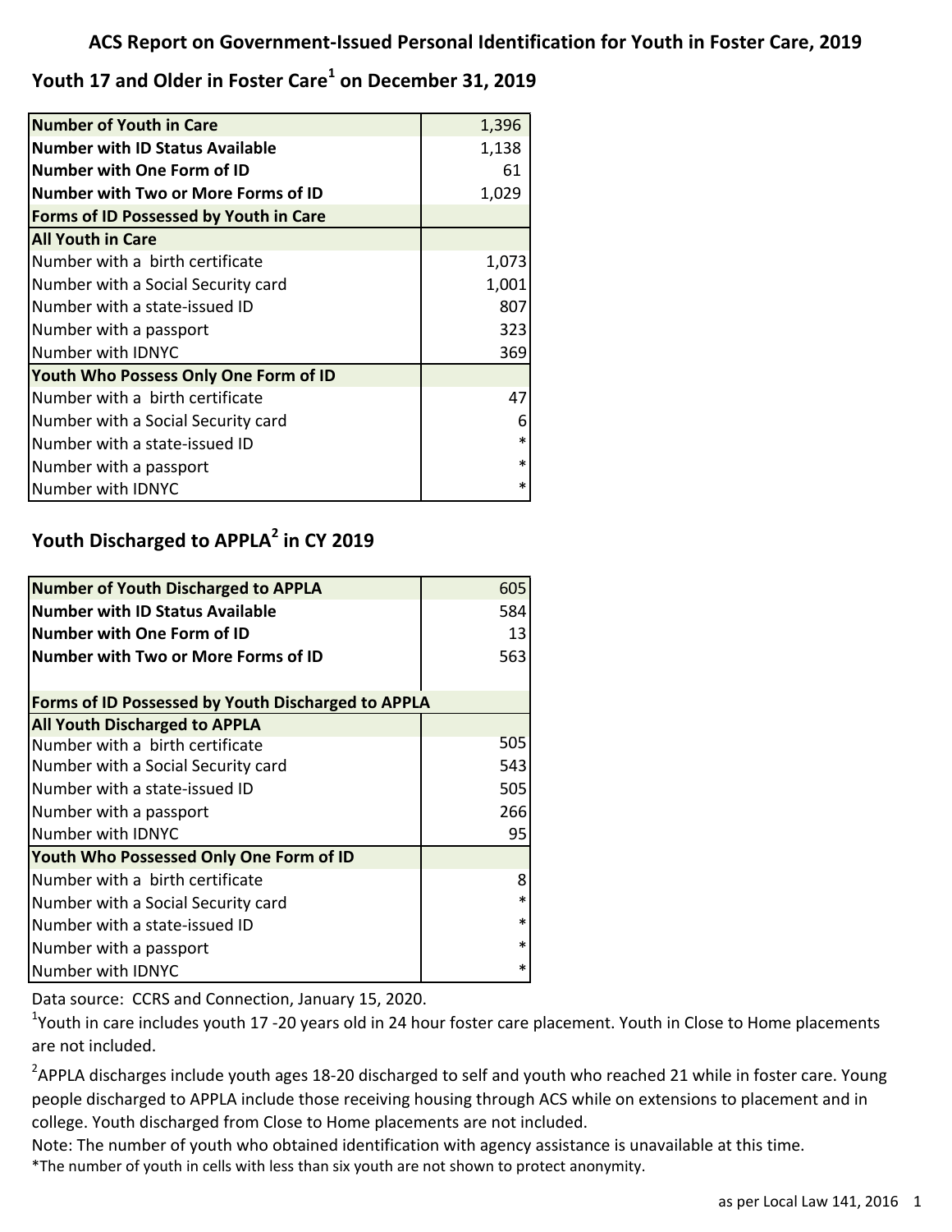# ACS Report on Government-Issued Personal Identification for Youth in Foster Care, 2019

## Youth 17 and Older in Foster Care[1] on December 31, 2019

| **Number of Youth in Care** | 1,396 |
|---|---|
| **Number with ID Status Available** | 1,138 |
| **Number with One Form of ID** | 61 |
| **Number with Two or More Forms of ID** | 1,029 |
| **Forms of ID Possessed by Youth in Care** | |
| **All Youth in Care** | |
| Number with a birth certificate | 1,073 |
| Number with a Social Security card | 1,001 |
| Number with a state-issued ID | 807 |
| Number with a passport | 323 |
| Number with IDNYC | 369 |
| **Youth Who Possess Only One Form of ID** | |
| Number with a birth certificate | 47 |
| Number with a Social Security card | 6 |
| Number with a state-issued ID | * |
| Number with a passport | * |
| Number with IDNYC | * |

## Youth Discharged to APPLA[2] in CY 2019

| **Number of Youth Discharged to APPLA** | 605 |
|---|---|
| **Number with ID Status Available** | 584 |
| **Number with One Form of ID** | 13 |
| **Number with Two or More Forms of ID** | 563 |
| **Forms of ID Possessed by Youth Discharged to APPLA** | |
| **All Youth Discharged to APPLA** | |
| Number with a birth certificate | 505 |
| Number with a Social Security card | 543 |
| Number with a state-issued ID | 505 |
| Number with a passport | 266 |
| Number with IDNYC | 95 |
| **Youth Who Possessed Only One Form of ID** | |
| Number with a birth certificate | 8 |
| Number with a Social Security card | * |
| Number with a state-issued ID | * |
| Number with a passport | * |
| Number with IDNYC | * |

Data source: CCRS and Connection, January 15, 2020.

[1] Youth in care includes youth 17 -20 years old in 24 hour foster care placement. Youth in Close to Home placements are not included.

[2] APPLA discharges include youth ages 18-20 discharged to self and youth who reached 21 while in foster care. Young people discharged to APPLA include those receiving housing through ACS while on extensions to placement and in college. Youth discharged from Close to Home placements are not included.

Note: The number of youth who obtained identification with agency assistance is unavailable at this time.

*The number of youth in cells with less than six youth are not shown to protect anonymity.

as per Local Law 141, 2016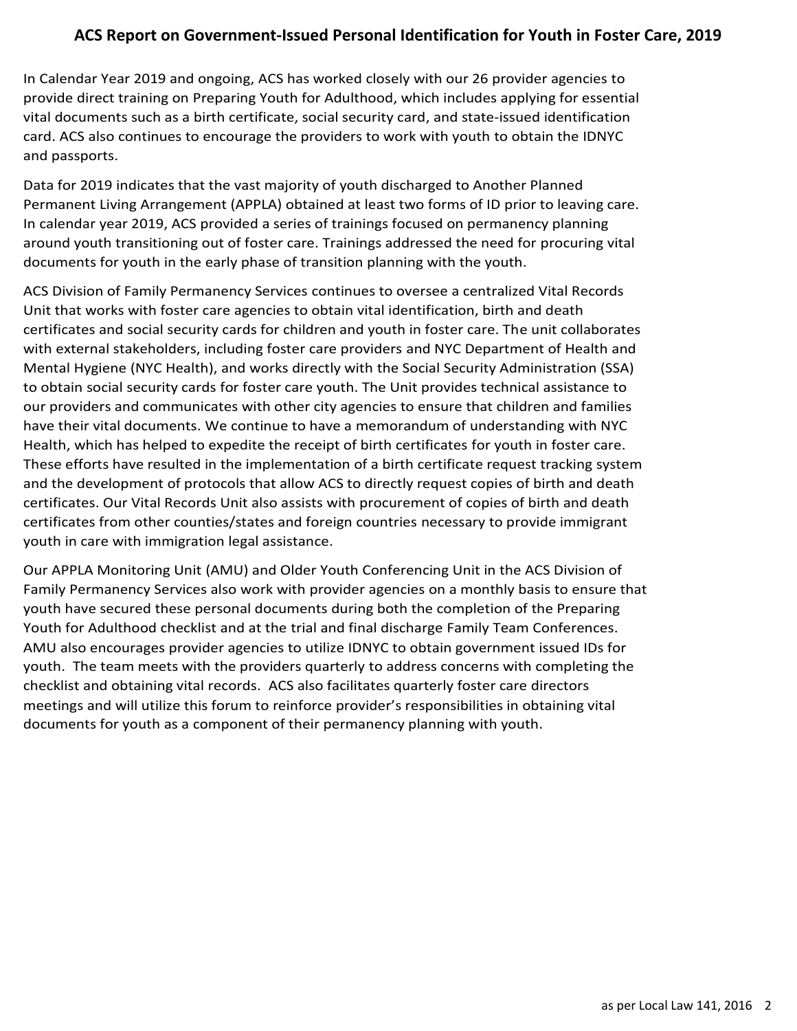# ACS Report on Government-Issued Personal Identification for Youth in Foster Care, 2019

In Calendar Year 2019 and ongoing, ACS has worked closely with our 26 provider agencies to provide direct training on Preparing Youth for Adulthood, which includes applying for essential vital documents such as a birth certificate, social security card, and state-issued identification card. ACS also continues to encourage the providers to work with youth to obtain the IDNYC and passports.

Data for 2019 indicates that the vast majority of youth discharged to Another Planned Permanent Living Arrangement (APPLA) obtained at least two forms of ID prior to leaving care. In calendar year 2019, ACS provided a series of trainings focused on permanency planning around youth transitioning out of foster care. Trainings addressed the need for procuring vital documents for youth in the early phase of transition planning with the youth.

ACS Division of Family Permanency Services continues to oversee a centralized Vital Records Unit that works with foster care agencies to obtain vital identification, birth and death certificates and social security cards for children and youth in foster care. The unit collaborates with external stakeholders, including foster care providers and NYC Department of Health and Mental Hygiene (NYC Health), and works directly with the Social Security Administration (SSA) to obtain social security cards for foster care youth. The Unit provides technical assistance to our providers and communicates with other city agencies to ensure that children and families have their vital documents. We continue to have a memorandum of understanding with NYC Health, which has helped to expedite the receipt of birth certificates for youth in foster care. These efforts have resulted in the implementation of a birth certificate request tracking system and the development of protocols that allow ACS to directly request copies of birth and death certificates. Our Vital Records Unit also assists with procurement of copies of birth and death certificates from other counties/states and foreign countries necessary to provide immigrant youth in care with immigration legal assistance.

Our APPLA Monitoring Unit (AMU) and Older Youth Conferencing Unit in the ACS Division of Family Permanency Services also work with provider agencies on a monthly basis to ensure that youth have secured these personal documents during both the completion of the Preparing Youth for Adulthood checklist and at the trial and final discharge Family Team Conferences. AMU also encourages provider agencies to utilize IDNYC to obtain government issued IDs for youth. The team meets with the providers quarterly to address concerns with completing the checklist and obtaining vital records. ACS also facilitates quarterly foster care directors meetings and will utilize this forum to reinforce provider's responsibilities in obtaining vital documents for youth as a component of their permanency planning with youth.